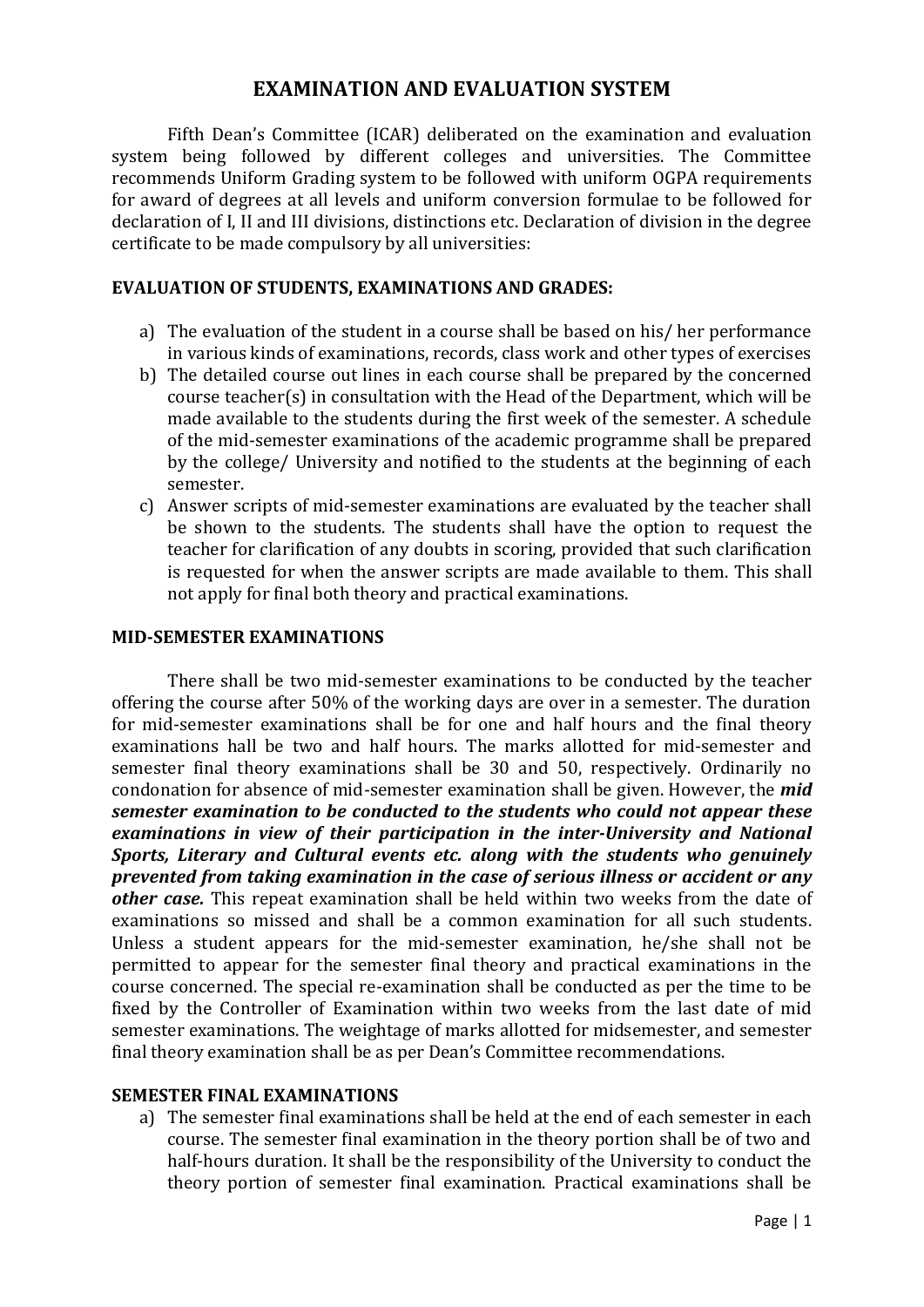# EXAMINATION AND EVALUATION SYSTEM

Fifth Dean's Committee (ICAR) deliberated on the examination and evaluation system being followed by different colleges and universities. The Committee recommends Uniform Grading system to be followed with uniform OGPA requirements for award of degrees at all levels and uniform conversion formulae to be followed for declaration of I, II and III divisions, distinctions etc. Declaration of division in the degree certificate to be made compulsory by all universities:

## EVALUATION OF STUDENTS, EXAMINATIONS AND GRADES:

a) The evaluation of the student in a course shall be based on his/ her performance in various kinds of examinations, records, class work and other types of exercises
b) The detailed course out lines in each course shall be prepared by the concerned course teacher(s) in consultation with the Head of the Department, which will be made available to the students during the first week of the semester. A schedule of the mid-semester examinations of the academic programme shall be prepared by the college/ University and notified to the students at the beginning of each semester.
c) Answer scripts of mid-semester examinations are evaluated by the teacher shall be shown to the students. The students shall have the option to request the teacher for clarification of any doubts in scoring, provided that such clarification is requested for when the answer scripts are made available to them. This shall not apply for final both theory and practical examinations.

## MID-SEMESTER EXAMINATIONS

There shall be two mid-semester examinations to be conducted by the teacher offering the course after 50% of the working days are over in a semester. The duration for mid-semester examinations shall be for one and half hours and the final theory examinations hall be two and half hours. The marks allotted for mid-semester and semester final theory examinations shall be 30 and 50, respectively. Ordinarily no condonation for absence of mid-semester examination shall be given. However, the ***mid semester examination to be conducted to the students who could not appear these examinations in view of their participation in the inter-University and National Sports, Literary and Cultural events etc. along with the students who genuinely prevented from taking examination in the case of serious illness or accident or any other case.*** This repeat examination shall be held within two weeks from the date of examinations so missed and shall be a common examination for all such students. Unless a student appears for the mid-semester examination, he/she shall not be permitted to appear for the semester final theory and practical examinations in the course concerned. The special re-examination shall be conducted as per the time to be fixed by the Controller of Examination within two weeks from the last date of mid semester examinations. The weightage of marks allotted for midsemester, and semester final theory examination shall be as per Dean's Committee recommendations.

## SEMESTER FINAL EXAMINATIONS

a) The semester final examinations shall be held at the end of each semester in each course. The semester final examination in the theory portion shall be of two and half-hours duration. It shall be the responsibility of the University to conduct the theory portion of semester final examination. Practical examinations shall be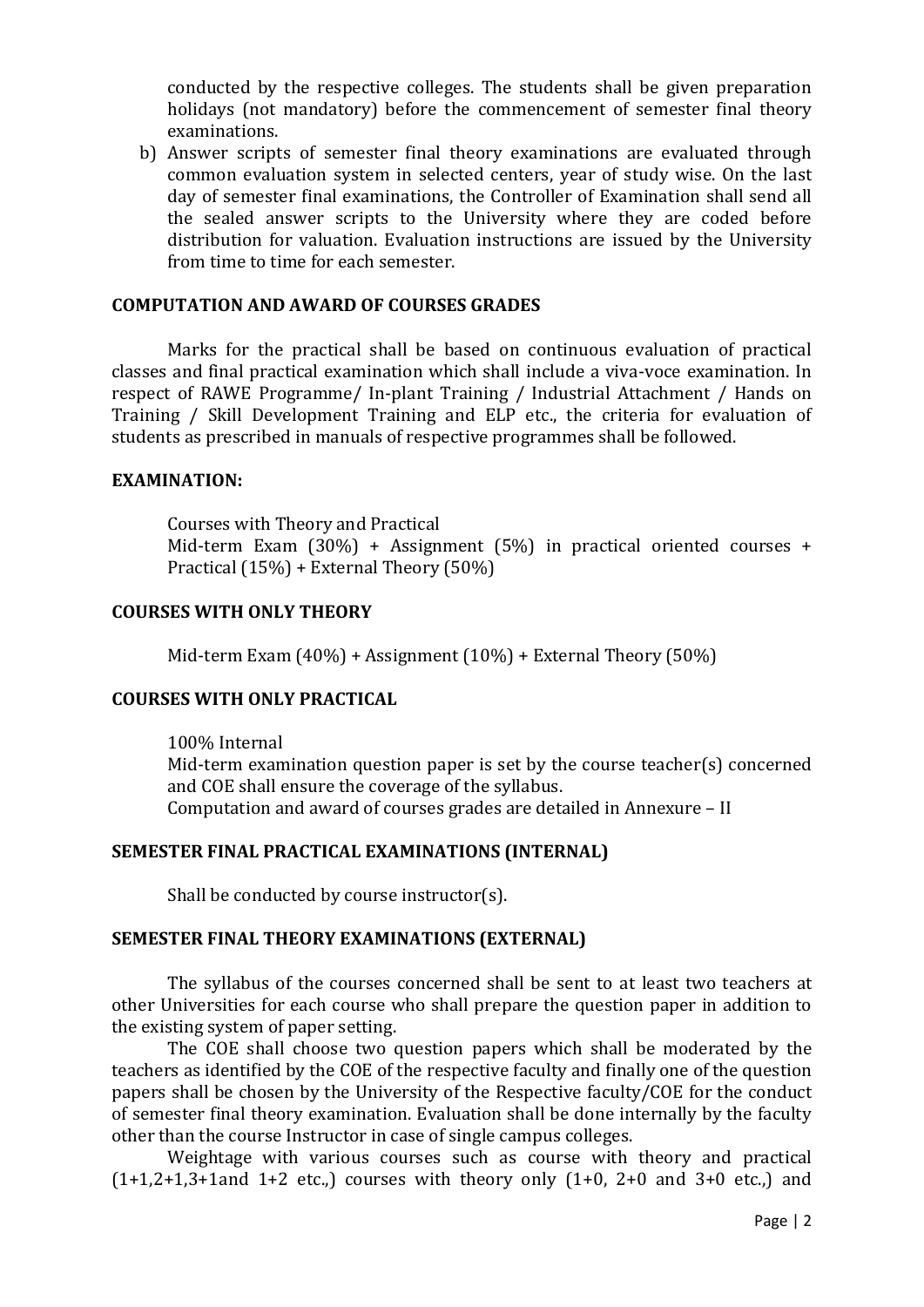conducted by the respective colleges. The students shall be given preparation holidays (not mandatory) before the commencement of semester final theory examinations.

b) Answer scripts of semester final theory examinations are evaluated through common evaluation system in selected centers, year of study wise. On the last day of semester final examinations, the Controller of Examination shall send all the sealed answer scripts to the University where they are coded before distribution for valuation. Evaluation instructions are issued by the University from time to time for each semester.

**COMPUTATION AND AWARD OF COURSES GRADES**

Marks for the practical shall be based on continuous evaluation of practical classes and final practical examination which shall include a viva-voce examination. In respect of RAWE Programme/ In-plant Training / Industrial Attachment / Hands on Training / Skill Development Training and ELP etc., the criteria for evaluation of students as prescribed in manuals of respective programmes shall be followed.

**EXAMINATION:**

Courses with Theory and Practical
Mid-term Exam (30%) + Assignment (5%) in practical oriented courses + Practical (15%) + External Theory (50%)

**COURSES WITH ONLY THEORY**

Mid-term Exam (40%) + Assignment (10%) + External Theory (50%)

**COURSES WITH ONLY PRACTICAL**

100% Internal
Mid-term examination question paper is set by the course teacher(s) concerned and COE shall ensure the coverage of the syllabus.
Computation and award of courses grades are detailed in Annexure – II

**SEMESTER FINAL PRACTICAL EXAMINATIONS (INTERNAL)**

Shall be conducted by course instructor(s).

**SEMESTER FINAL THEORY EXAMINATIONS (EXTERNAL)**

The syllabus of the courses concerned shall be sent to at least two teachers at other Universities for each course who shall prepare the question paper in addition to the existing system of paper setting.

The COE shall choose two question papers which shall be moderated by the teachers as identified by the COE of the respective faculty and finally one of the question papers shall be chosen by the University of the Respective faculty/COE for the conduct of semester final theory examination. Evaluation shall be done internally by the faculty other than the course Instructor in case of single campus colleges.

Weightage with various courses such as course with theory and practical (1+1,2+1,3+1and 1+2 etc.,) courses with theory only (1+0, 2+0 and 3+0 etc.,) and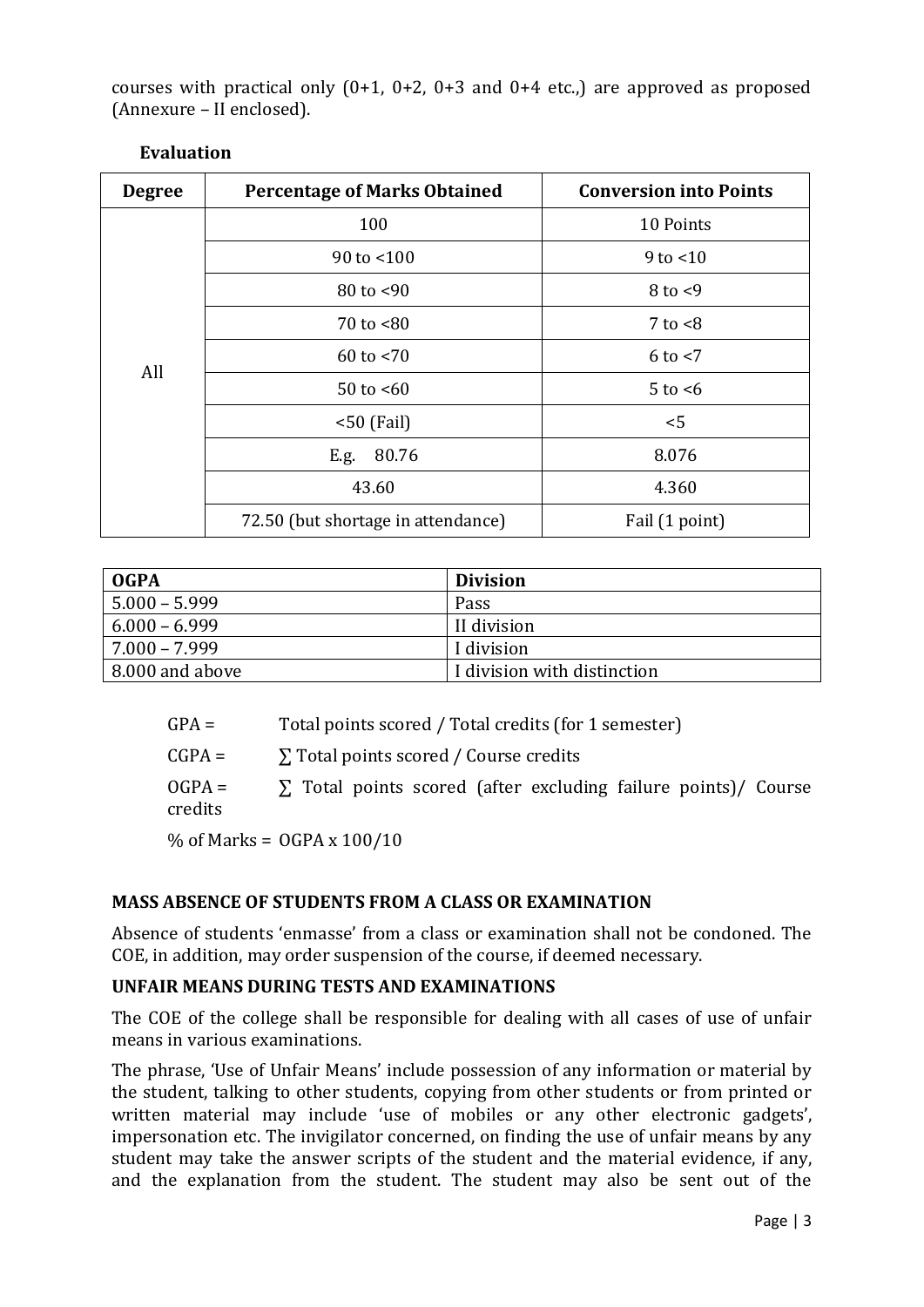courses with practical only (0+1, 0+2, 0+3 and 0+4 etc.,) are approved as proposed (Annexure – II enclosed).

**Evaluation**

| Degree | Percentage of Marks Obtained | Conversion into Points |
|---|---|---|
| All | 100 | 10 Points |
| | 90 to <100 | 9 to <10 |
| | 80 to <90 | 8 to <9 |
| | 70 to <80 | 7 to <8 |
| | 60 to <70 | 6 to <7 |
| | 50 to <60 | 5 to <6 |
| | <50 (Fail) | <5 |
| | E.g. 80.76 | 8.076 |
| | 43.60 | 4.360 |
| | 72.50 (but shortage in attendance) | Fail (1 point) |

| OGPA | Division |
|---|---|
| 5.000 – 5.999 | Pass |
| 6.000 – 6.999 | II division |
| 7.000 – 7.999 | I division |
| 8.000 and above | I division with distinction |

GPA = Total points scored / Total credits (for 1 semester)

CGPA = ∑ Total points scored / Course credits

OGPA = ∑ Total points scored (after excluding failure points)/ Course credits

% of Marks = OGPA x 100/10

### MASS ABSENCE OF STUDENTS FROM A CLASS OR EXAMINATION

Absence of students 'enmasse' from a class or examination shall not be condoned. The COE, in addition, may order suspension of the course, if deemed necessary.

### UNFAIR MEANS DURING TESTS AND EXAMINATIONS

The COE of the college shall be responsible for dealing with all cases of use of unfair means in various examinations.

The phrase, 'Use of Unfair Means' include possession of any information or material by the student, talking to other students, copying from other students or from printed or written material may include 'use of mobiles or any other electronic gadgets', impersonation etc. The invigilator concerned, on finding the use of unfair means by any student may take the answer scripts of the student and the material evidence, if any, and the explanation from the student. The student may also be sent out of the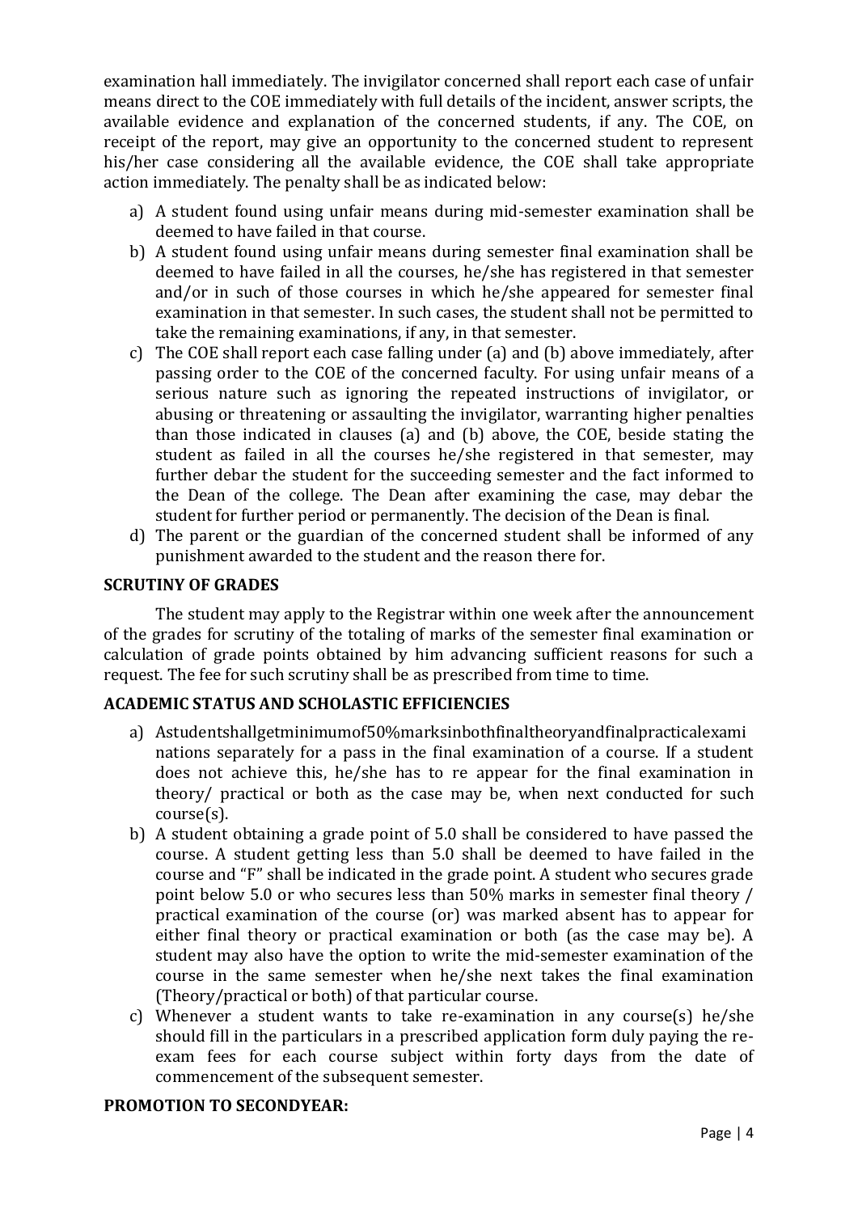examination hall immediately. The invigilator concerned shall report each case of unfair means direct to the COE immediately with full details of the incident, answer scripts, the available evidence and explanation of the concerned students, if any. The COE, on receipt of the report, may give an opportunity to the concerned student to represent his/her case considering all the available evidence, the COE shall take appropriate action immediately. The penalty shall be as indicated below:

a) A student found using unfair means during mid-semester examination shall be deemed to have failed in that course.
b) A student found using unfair means during semester final examination shall be deemed to have failed in all the courses, he/she has registered in that semester and/or in such of those courses in which he/she appeared for semester final examination in that semester. In such cases, the student shall not be permitted to take the remaining examinations, if any, in that semester.
c) The COE shall report each case falling under (a) and (b) above immediately, after passing order to the COE of the concerned faculty. For using unfair means of a serious nature such as ignoring the repeated instructions of invigilator, or abusing or threatening or assaulting the invigilator, warranting higher penalties than those indicated in clauses (a) and (b) above, the COE, beside stating the student as failed in all the courses he/she registered in that semester, may further debar the student for the succeeding semester and the fact informed to the Dean of the college. The Dean after examining the case, may debar the student for further period or permanently. The decision of the Dean is final.
d) The parent or the guardian of the concerned student shall be informed of any punishment awarded to the student and the reason there for.

**SCRUTINY OF GRADES**

The student may apply to the Registrar within one week after the announcement of the grades for scrutiny of the totaling of marks of the semester final examination or calculation of grade points obtained by him advancing sufficient reasons for such a request. The fee for such scrutiny shall be as prescribed from time to time.

**ACADEMIC STATUS AND SCHOLASTIC EFFICIENCIES**

a) Astudentshallgetminimumof50%marksinbothfinaltheoryandfinalpracticalexaminations separately for a pass in the final examination of a course. If a student does not achieve this, he/she has to re appear for the final examination in theory/ practical or both as the case may be, when next conducted for such course(s).
b) A student obtaining a grade point of 5.0 shall be considered to have passed the course. A student getting less than 5.0 shall be deemed to have failed in the course and "F" shall be indicated in the grade point. A student who secures grade point below 5.0 or who secures less than 50% marks in semester final theory / practical examination of the course (or) was marked absent has to appear for either final theory or practical examination or both (as the case may be). A student may also have the option to write the mid-semester examination of the course in the same semester when he/she next takes the final examination (Theory/practical or both) of that particular course.
c) Whenever a student wants to take re-examination in any course(s) he/she should fill in the particulars in a prescribed application form duly paying the re-exam fees for each course subject within forty days from the date of commencement of the subsequent semester.

**PROMOTION TO SECONDYEAR:**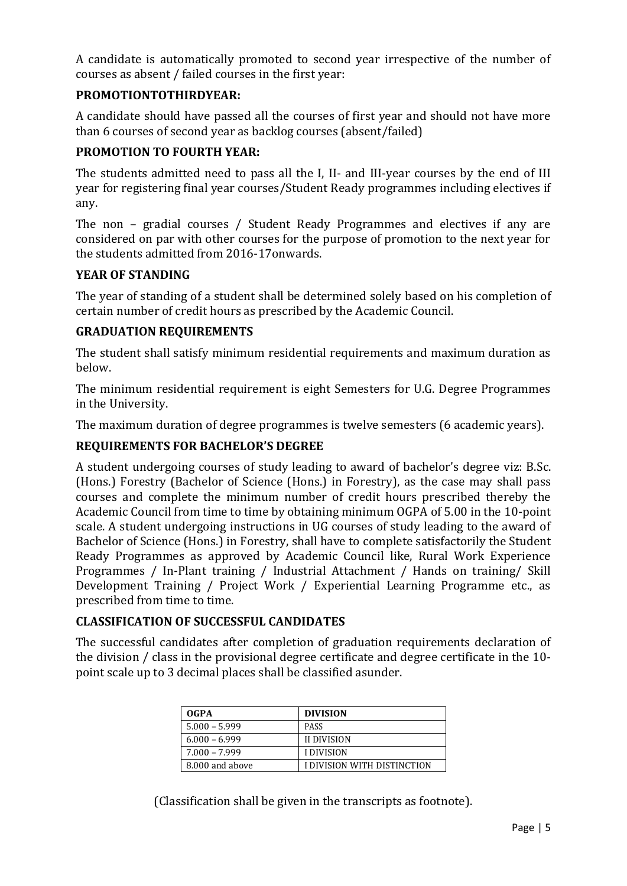A candidate is automatically promoted to second year irrespective of the number of courses as absent / failed courses in the first year:

**PROMOTIONTOTHIRDYEAR:**

A candidate should have passed all the courses of first year and should not have more than 6 courses of second year as backlog courses (absent/failed)

**PROMOTION TO FOURTH YEAR:**

The students admitted need to pass all the I, II- and III-year courses by the end of III year for registering final year courses/Student Ready programmes including electives if any.

The non – gradial courses / Student Ready Programmes and electives if any are considered on par with other courses for the purpose of promotion to the next year for the students admitted from 2016-17onwards.

**YEAR OF STANDING**

The year of standing of a student shall be determined solely based on his completion of certain number of credit hours as prescribed by the Academic Council.

**GRADUATION REQUIREMENTS**

The student shall satisfy minimum residential requirements and maximum duration as below.

The minimum residential requirement is eight Semesters for U.G. Degree Programmes in the University.

The maximum duration of degree programmes is twelve semesters (6 academic years).

**REQUIREMENTS FOR BACHELOR'S DEGREE**

A student undergoing courses of study leading to award of bachelor's degree viz: B.Sc. (Hons.) Forestry (Bachelor of Science (Hons.) in Forestry), as the case may shall pass courses and complete the minimum number of credit hours prescribed thereby the Academic Council from time to time by obtaining minimum OGPA of 5.00 in the 10-point scale. A student undergoing instructions in UG courses of study leading to the award of Bachelor of Science (Hons.) in Forestry, shall have to complete satisfactorily the Student Ready Programmes as approved by Academic Council like, Rural Work Experience Programmes / In-Plant training / Industrial Attachment / Hands on training/ Skill Development Training / Project Work / Experiential Learning Programme etc., as prescribed from time to time.

**CLASSIFICATION OF SUCCESSFUL CANDIDATES**

The successful candidates after completion of graduation requirements declaration of the division / class in the provisional degree certificate and degree certificate in the 10-point scale up to 3 decimal places shall be classified asunder.

| OGPA | DIVISION |
|---|---|
| 5.000 – 5.999 | PASS |
| 6.000 – 6.999 | II DIVISION |
| 7.000 – 7.999 | I DIVISION |
| 8.000 and above | I DIVISION WITH DISTINCTION |

(Classification shall be given in the transcripts as footnote).